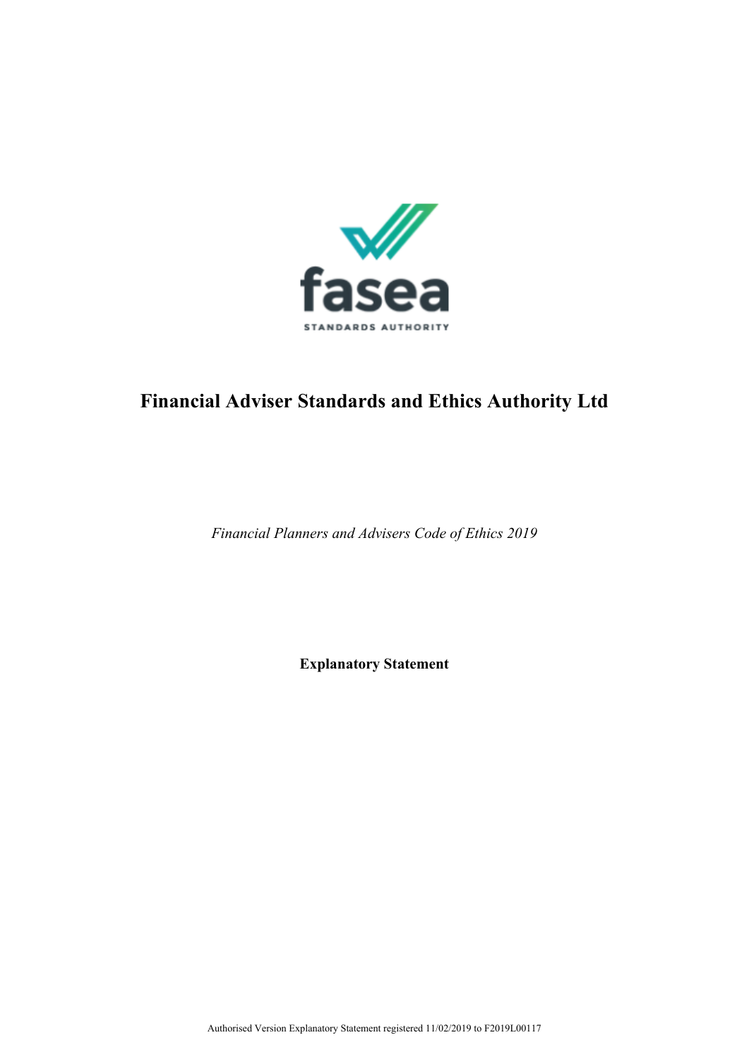fasea

STANDARDS AUTHORITY

# Financial Adviser Standards and Ethics Authority Ltd

*Financial Planners and Advisers Code of Ethics 2019*

**Explanatory Statement**

Authorised Version Explanatory Statement registered 11/02/2019 to F2019L00117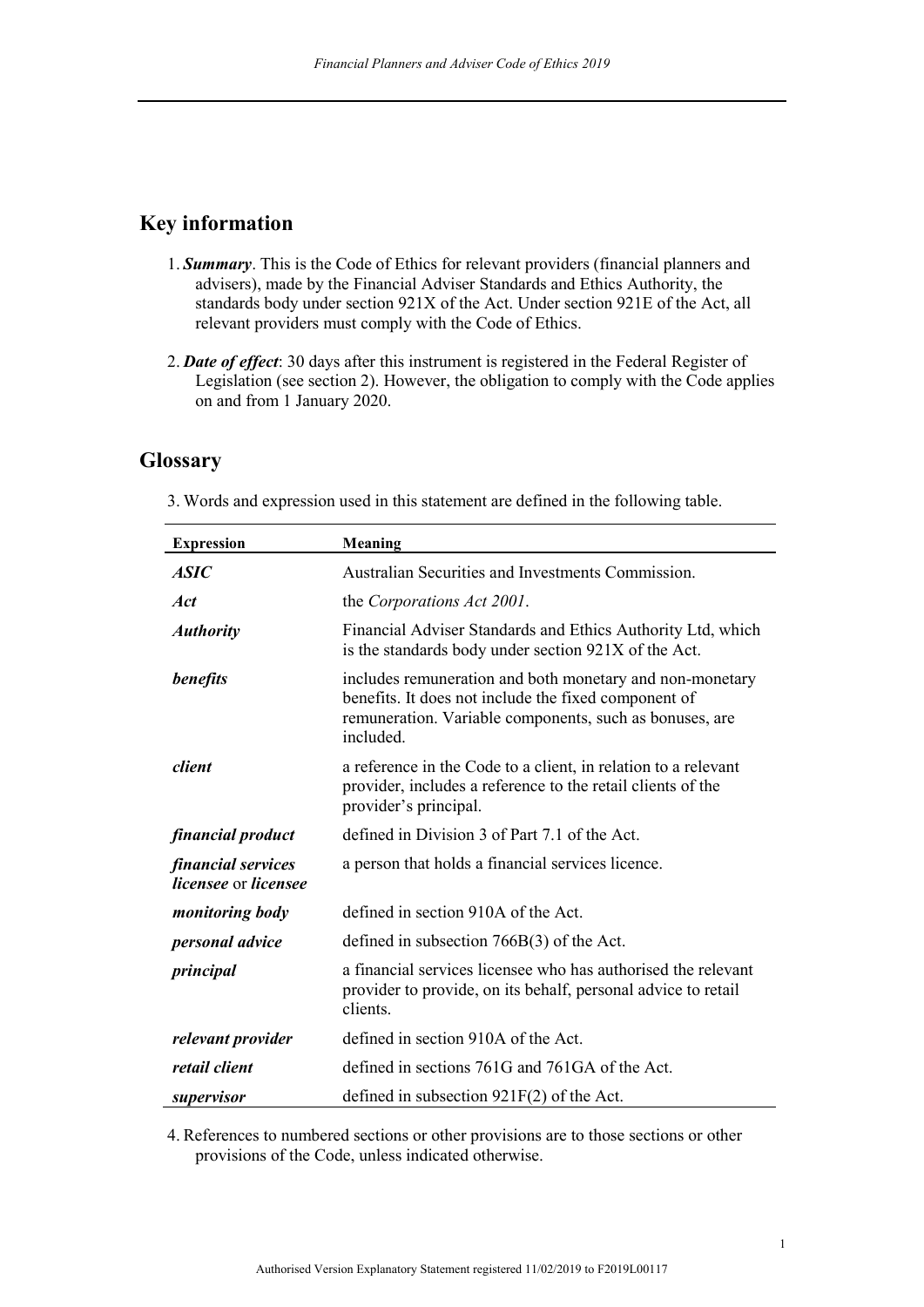## Key information

1. ***Summary***. This is the Code of Ethics for relevant providers (financial planners and advisers), made by the Financial Adviser Standards and Ethics Authority, the standards body under section 921X of the Act. Under section 921E of the Act, all relevant providers must comply with the Code of Ethics.
2. ***Date of effect***: 30 days after this instrument is registered in the Federal Register of Legislation (see section 2). However, the obligation to comply with the Code applies on and from 1 January 2020.

## Glossary

3. Words and expression used in this statement are defined in the following table.

| Expression | Meaning |
|---|---|
| ***ASIC*** | Australian Securities and Investments Commission. |
| ***Act*** | the *Corporations Act 2001*. |
| ***Authority*** | Financial Adviser Standards and Ethics Authority Ltd, which is the standards body under section 921X of the Act. |
| ***benefits*** | includes remuneration and both monetary and non-monetary benefits. It does not include the fixed component of remuneration. Variable components, such as bonuses, are included. |
| ***client*** | a reference in the Code to a client, in relation to a relevant provider, includes a reference to the retail clients of the provider's principal. |
| ***financial product*** | defined in Division 3 of Part 7.1 of the Act. |
| ***financial services licensee*** or ***licensee*** | a person that holds a financial services licence. |
| ***monitoring body*** | defined in section 910A of the Act. |
| ***personal advice*** | defined in subsection 766B(3) of the Act. |
| ***principal*** | a financial services licensee who has authorised the relevant provider to provide, on its behalf, personal advice to retail clients. |
| ***relevant provider*** | defined in section 910A of the Act. |
| ***retail client*** | defined in sections 761G and 761GA of the Act. |
| ***supervisor*** | defined in subsection 921F(2) of the Act. |

4. References to numbered sections or other provisions are to those sections or other provisions of the Code, unless indicated otherwise.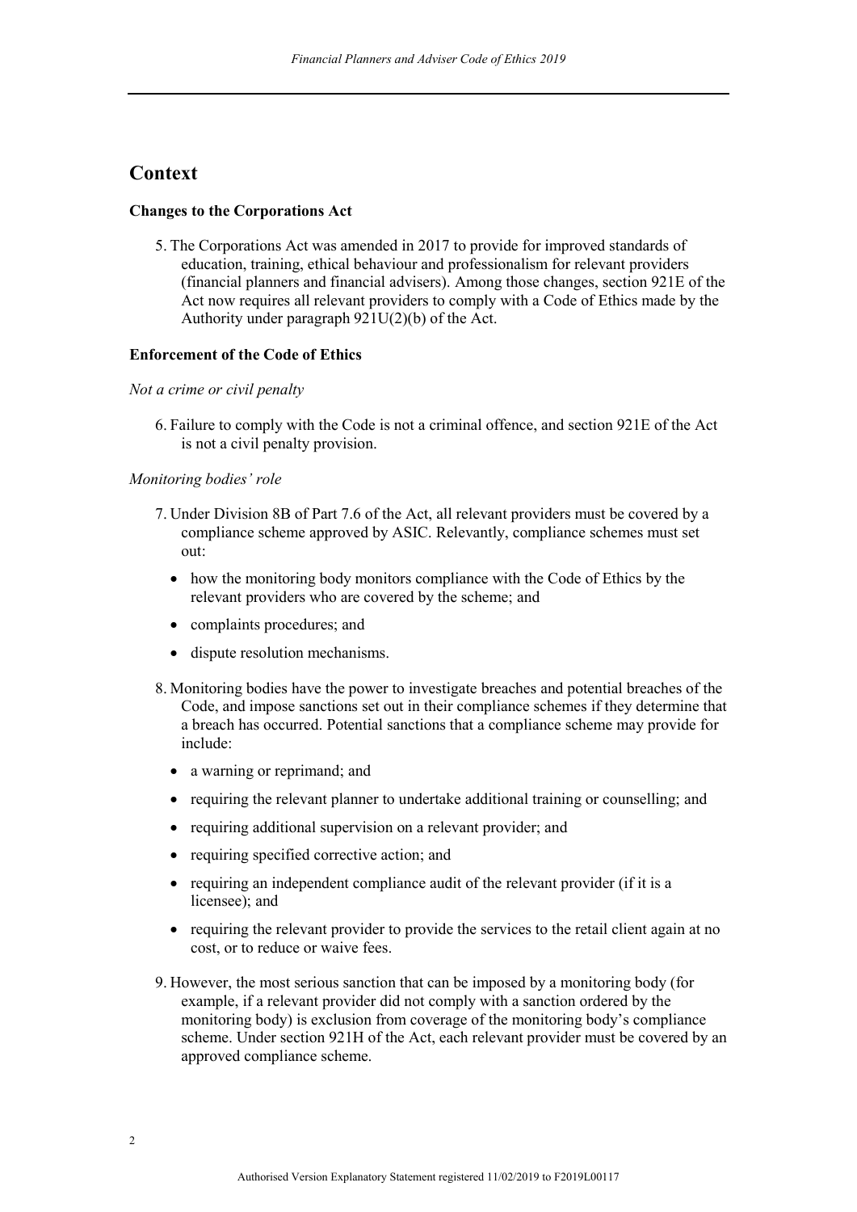## Context

### Changes to the Corporations Act

5. The Corporations Act was amended in 2017 to provide for improved standards of education, training, ethical behaviour and professionalism for relevant providers (financial planners and financial advisers). Among those changes, section 921E of the Act now requires all relevant providers to comply with a Code of Ethics made by the Authority under paragraph 921U(2)(b) of the Act.

### Enforcement of the Code of Ethics

*Not a crime or civil penalty*

6. Failure to comply with the Code is not a criminal offence, and section 921E of the Act is not a civil penalty provision.

*Monitoring bodies' role*

7. Under Division 8B of Part 7.6 of the Act, all relevant providers must be covered by a compliance scheme approved by ASIC. Relevantly, compliance schemes must set out:
   - how the monitoring body monitors compliance with the Code of Ethics by the relevant providers who are covered by the scheme; and
   - complaints procedures; and
   - dispute resolution mechanisms.

8. Monitoring bodies have the power to investigate breaches and potential breaches of the Code, and impose sanctions set out in their compliance schemes if they determine that a breach has occurred. Potential sanctions that a compliance scheme may provide for include:
   - a warning or reprimand; and
   - requiring the relevant planner to undertake additional training or counselling; and
   - requiring additional supervision on a relevant provider; and
   - requiring specified corrective action; and
   - requiring an independent compliance audit of the relevant provider (if it is a licensee); and
   - requiring the relevant provider to provide the services to the retail client again at no cost, or to reduce or waive fees.

9. However, the most serious sanction that can be imposed by a monitoring body (for example, if a relevant provider did not comply with a sanction ordered by the monitoring body) is exclusion from coverage of the monitoring body's compliance scheme. Under section 921H of the Act, each relevant provider must be covered by an approved compliance scheme.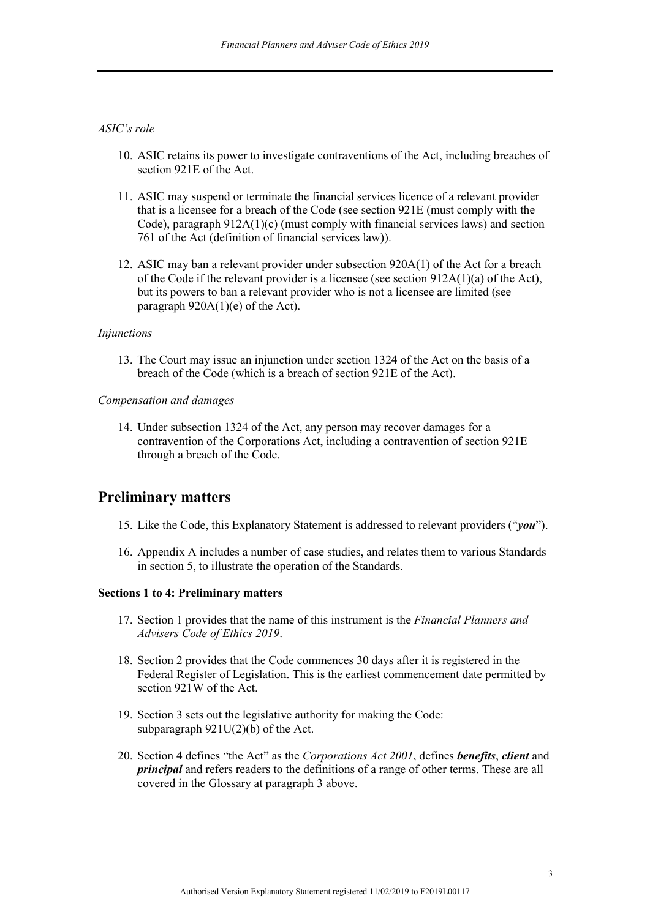*ASIC's role*

10. ASIC retains its power to investigate contraventions of the Act, including breaches of section 921E of the Act.

11. ASIC may suspend or terminate the financial services licence of a relevant provider that is a licensee for a breach of the Code (see section 921E (must comply with the Code), paragraph 912A(1)(c) (must comply with financial services laws) and section 761 of the Act (definition of financial services law)).

12. ASIC may ban a relevant provider under subsection 920A(1) of the Act for a breach of the Code if the relevant provider is a licensee (see section 912A(1)(a) of the Act), but its powers to ban a relevant provider who is not a licensee are limited (see paragraph 920A(1)(e) of the Act).

*Injunctions*

13. The Court may issue an injunction under section 1324 of the Act on the basis of a breach of the Code (which is a breach of section 921E of the Act).

*Compensation and damages*

14. Under subsection 1324 of the Act, any person may recover damages for a contravention of the Corporations Act, including a contravention of section 921E through a breach of the Code.

## Preliminary matters

15. Like the Code, this Explanatory Statement is addressed to relevant providers ("***you***").

16. Appendix A includes a number of case studies, and relates them to various Standards in section 5, to illustrate the operation of the Standards.

**Sections 1 to 4: Preliminary matters**

17. Section 1 provides that the name of this instrument is the *Financial Planners and Advisers Code of Ethics 2019*.

18. Section 2 provides that the Code commences 30 days after it is registered in the Federal Register of Legislation. This is the earliest commencement date permitted by section 921W of the Act.

19. Section 3 sets out the legislative authority for making the Code: subparagraph 921U(2)(b) of the Act.

20. Section 4 defines "the Act" as the *Corporations Act 2001*, defines ***benefits***, ***client*** and ***principal*** and refers readers to the definitions of a range of other terms. These are all covered in the Glossary at paragraph 3 above.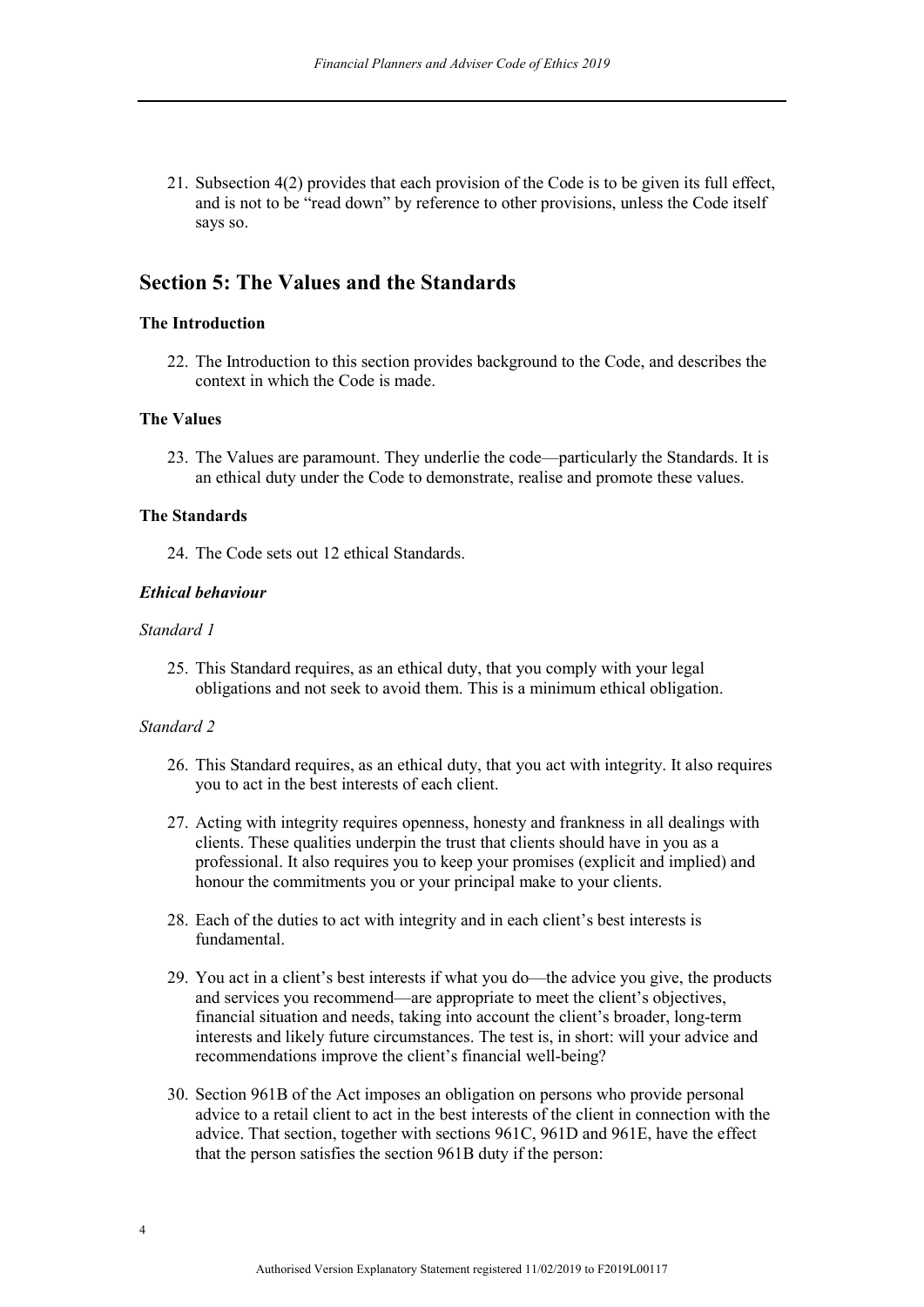21. Subsection 4(2) provides that each provision of the Code is to be given its full effect, and is not to be "read down" by reference to other provisions, unless the Code itself says so.

## Section 5: The Values and the Standards

### The Introduction

22. The Introduction to this section provides background to the Code, and describes the context in which the Code is made.

### The Values

23. The Values are paramount. They underlie the code—particularly the Standards. It is an ethical duty under the Code to demonstrate, realise and promote these values.

### The Standards

24. The Code sets out 12 ethical Standards.

#### *Ethical behaviour*

*Standard 1*

25. This Standard requires, as an ethical duty, that you comply with your legal obligations and not seek to avoid them. This is a minimum ethical obligation.

*Standard 2*

26. This Standard requires, as an ethical duty, that you act with integrity. It also requires you to act in the best interests of each client.

27. Acting with integrity requires openness, honesty and frankness in all dealings with clients. These qualities underpin the trust that clients should have in you as a professional. It also requires you to keep your promises (explicit and implied) and honour the commitments you or your principal make to your clients.

28. Each of the duties to act with integrity and in each client's best interests is fundamental.

29. You act in a client's best interests if what you do—the advice you give, the products and services you recommend—are appropriate to meet the client's objectives, financial situation and needs, taking into account the client's broader, long-term interests and likely future circumstances. The test is, in short: will your advice and recommendations improve the client's financial well-being?

30. Section 961B of the Act imposes an obligation on persons who provide personal advice to a retail client to act in the best interests of the client in connection with the advice. That section, together with sections 961C, 961D and 961E, have the effect that the person satisfies the section 961B duty if the person: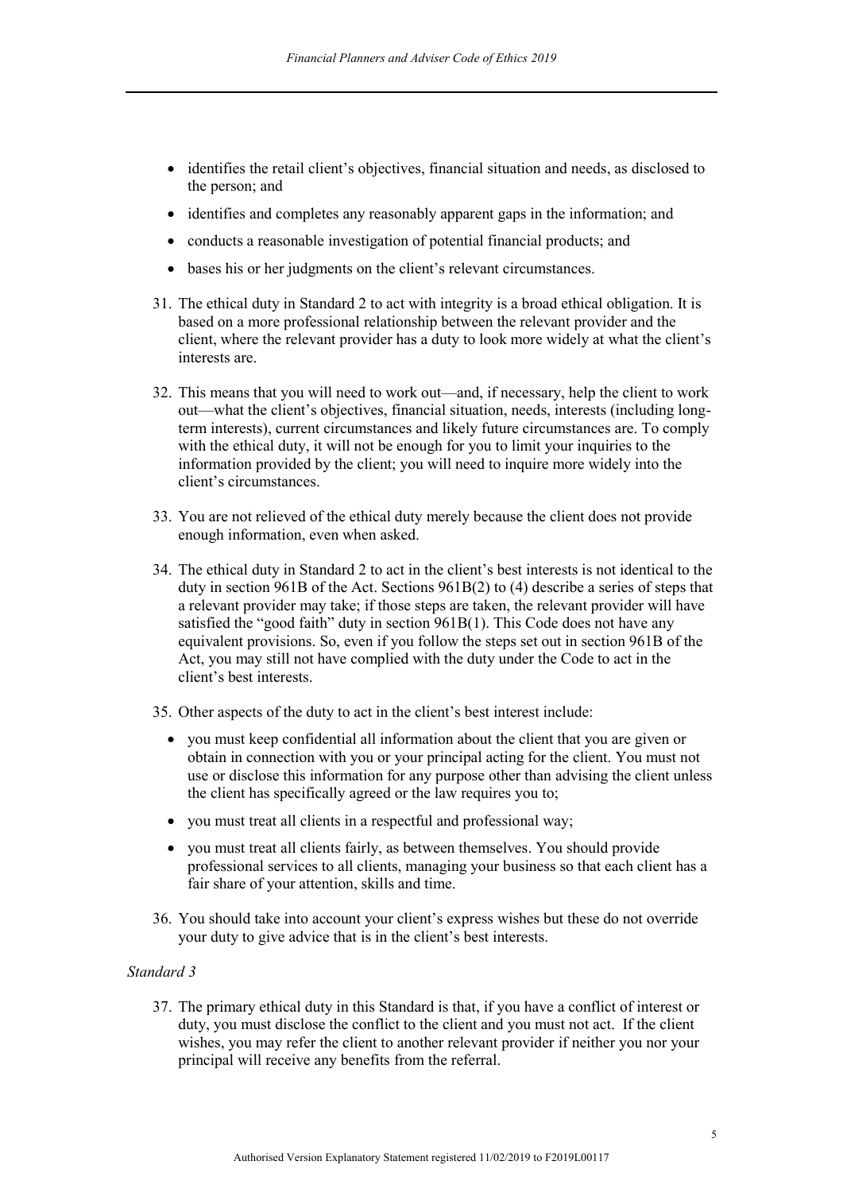- identifies the retail client's objectives, financial situation and needs, as disclosed to the person; and
- identifies and completes any reasonably apparent gaps in the information; and
- conducts a reasonable investigation of potential financial products; and
- bases his or her judgments on the client's relevant circumstances.

31. The ethical duty in Standard 2 to act with integrity is a broad ethical obligation. It is based on a more professional relationship between the relevant provider and the client, where the relevant provider has a duty to look more widely at what the client's interests are.

32. This means that you will need to work out—and, if necessary, help the client to work out—what the client's objectives, financial situation, needs, interests (including long-term interests), current circumstances and likely future circumstances are. To comply with the ethical duty, it will not be enough for you to limit your inquiries to the information provided by the client; you will need to inquire more widely into the client's circumstances.

33. You are not relieved of the ethical duty merely because the client does not provide enough information, even when asked.

34. The ethical duty in Standard 2 to act in the client's best interests is not identical to the duty in section 961B of the Act. Sections 961B(2) to (4) describe a series of steps that a relevant provider may take; if those steps are taken, the relevant provider will have satisfied the "good faith" duty in section 961B(1). This Code does not have any equivalent provisions. So, even if you follow the steps set out in section 961B of the Act, you may still not have complied with the duty under the Code to act in the client's best interests.

35. Other aspects of the duty to act in the client's best interest include:
    - you must keep confidential all information about the client that you are given or obtain in connection with you or your principal acting for the client. You must not use or disclose this information for any purpose other than advising the client unless the client has specifically agreed or the law requires you to;
    - you must treat all clients in a respectful and professional way;
    - you must treat all clients fairly, as between themselves. You should provide professional services to all clients, managing your business so that each client has a fair share of your attention, skills and time.

36. You should take into account your client's express wishes but these do not override your duty to give advice that is in the client's best interests.

*Standard 3*

37. The primary ethical duty in this Standard is that, if you have a conflict of interest or duty, you must disclose the conflict to the client and you must not act. If the client wishes, you may refer the client to another relevant provider if neither you nor your principal will receive any benefits from the referral.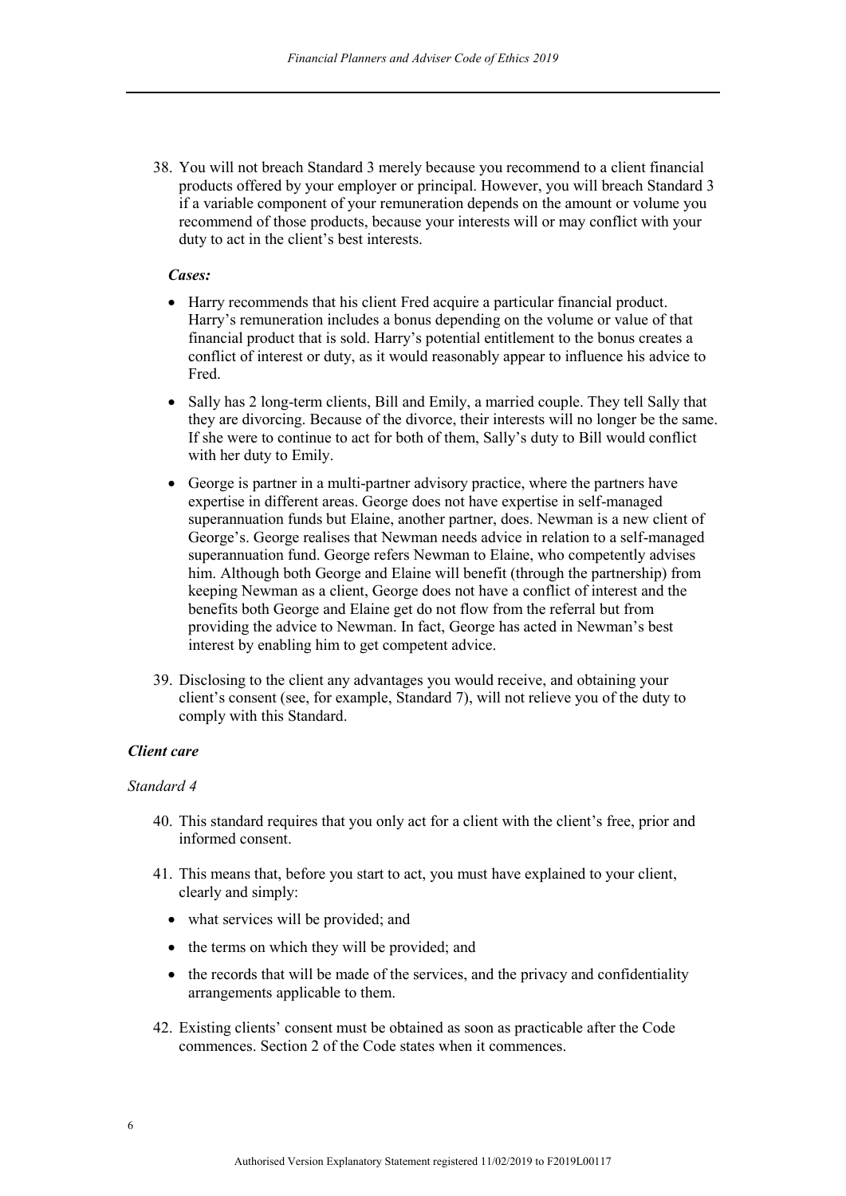38. You will not breach Standard 3 merely because you recommend to a client financial products offered by your employer or principal. However, you will breach Standard 3 if a variable component of your remuneration depends on the amount or volume you recommend of those products, because your interests will or may conflict with your duty to act in the client's best interests.

*Cases:*

- Harry recommends that his client Fred acquire a particular financial product. Harry's remuneration includes a bonus depending on the volume or value of that financial product that is sold. Harry's potential entitlement to the bonus creates a conflict of interest or duty, as it would reasonably appear to influence his advice to Fred.
- Sally has 2 long-term clients, Bill and Emily, a married couple. They tell Sally that they are divorcing. Because of the divorce, their interests will no longer be the same. If she were to continue to act for both of them, Sally's duty to Bill would conflict with her duty to Emily.
- George is partner in a multi-partner advisory practice, where the partners have expertise in different areas. George does not have expertise in self-managed superannuation funds but Elaine, another partner, does. Newman is a new client of George's. George realises that Newman needs advice in relation to a self-managed superannuation fund. George refers Newman to Elaine, who competently advises him. Although both George and Elaine will benefit (through the partnership) from keeping Newman as a client, George does not have a conflict of interest and the benefits both George and Elaine get do not flow from the referral but from providing the advice to Newman. In fact, George has acted in Newman's best interest by enabling him to get competent advice.

39. Disclosing to the client any advantages you would receive, and obtaining your client's consent (see, for example, Standard 7), will not relieve you of the duty to comply with this Standard.

### *Client care*

*Standard 4*

40. This standard requires that you only act for a client with the client's free, prior and informed consent.

41. This means that, before you start to act, you must have explained to your client, clearly and simply:

    - what services will be provided; and
    - the terms on which they will be provided; and
    - the records that will be made of the services, and the privacy and confidentiality arrangements applicable to them.

42. Existing clients' consent must be obtained as soon as practicable after the Code commences. Section 2 of the Code states when it commences.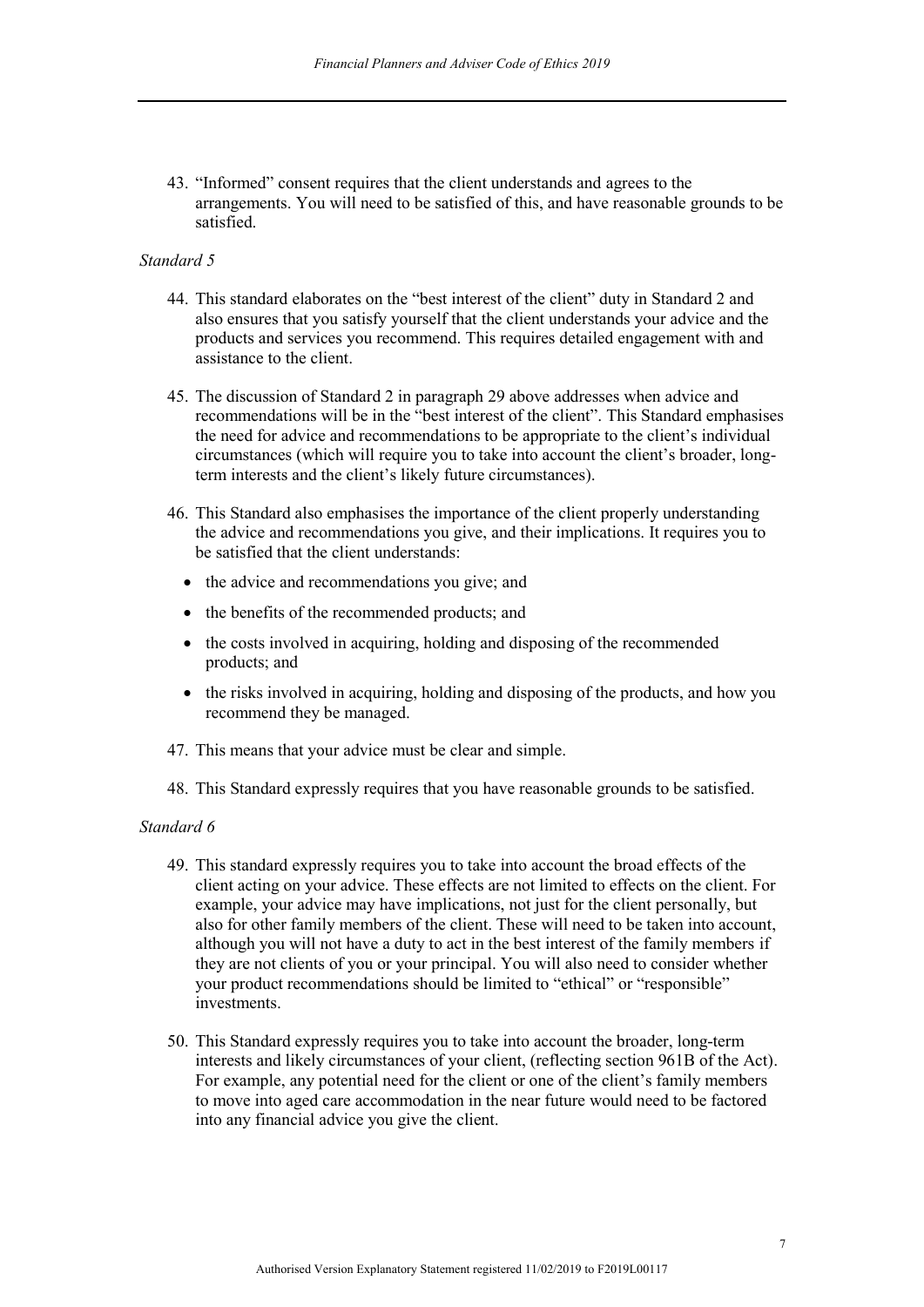43. "Informed" consent requires that the client understands and agrees to the arrangements. You will need to be satisfied of this, and have reasonable grounds to be satisfied.

*Standard 5*

44. This standard elaborates on the "best interest of the client" duty in Standard 2 and also ensures that you satisfy yourself that the client understands your advice and the products and services you recommend. This requires detailed engagement with and assistance to the client.

45. The discussion of Standard 2 in paragraph 29 above addresses when advice and recommendations will be in the "best interest of the client". This Standard emphasises the need for advice and recommendations to be appropriate to the client's individual circumstances (which will require you to take into account the client's broader, long-term interests and the client's likely future circumstances).

46. This Standard also emphasises the importance of the client properly understanding the advice and recommendations you give, and their implications. It requires you to be satisfied that the client understands:
    - the advice and recommendations you give; and
    - the benefits of the recommended products; and
    - the costs involved in acquiring, holding and disposing of the recommended products; and
    - the risks involved in acquiring, holding and disposing of the products, and how you recommend they be managed.

47. This means that your advice must be clear and simple.

48. This Standard expressly requires that you have reasonable grounds to be satisfied.

*Standard 6*

49. This standard expressly requires you to take into account the broad effects of the client acting on your advice. These effects are not limited to effects on the client. For example, your advice may have implications, not just for the client personally, but also for other family members of the client. These will need to be taken into account, although you will not have a duty to act in the best interest of the family members if they are not clients of you or your principal. You will also need to consider whether your product recommendations should be limited to "ethical" or "responsible" investments.

50. This Standard expressly requires you to take into account the broader, long-term interests and likely circumstances of your client, (reflecting section 961B of the Act). For example, any potential need for the client or one of the client's family members to move into aged care accommodation in the near future would need to be factored into any financial advice you give the client.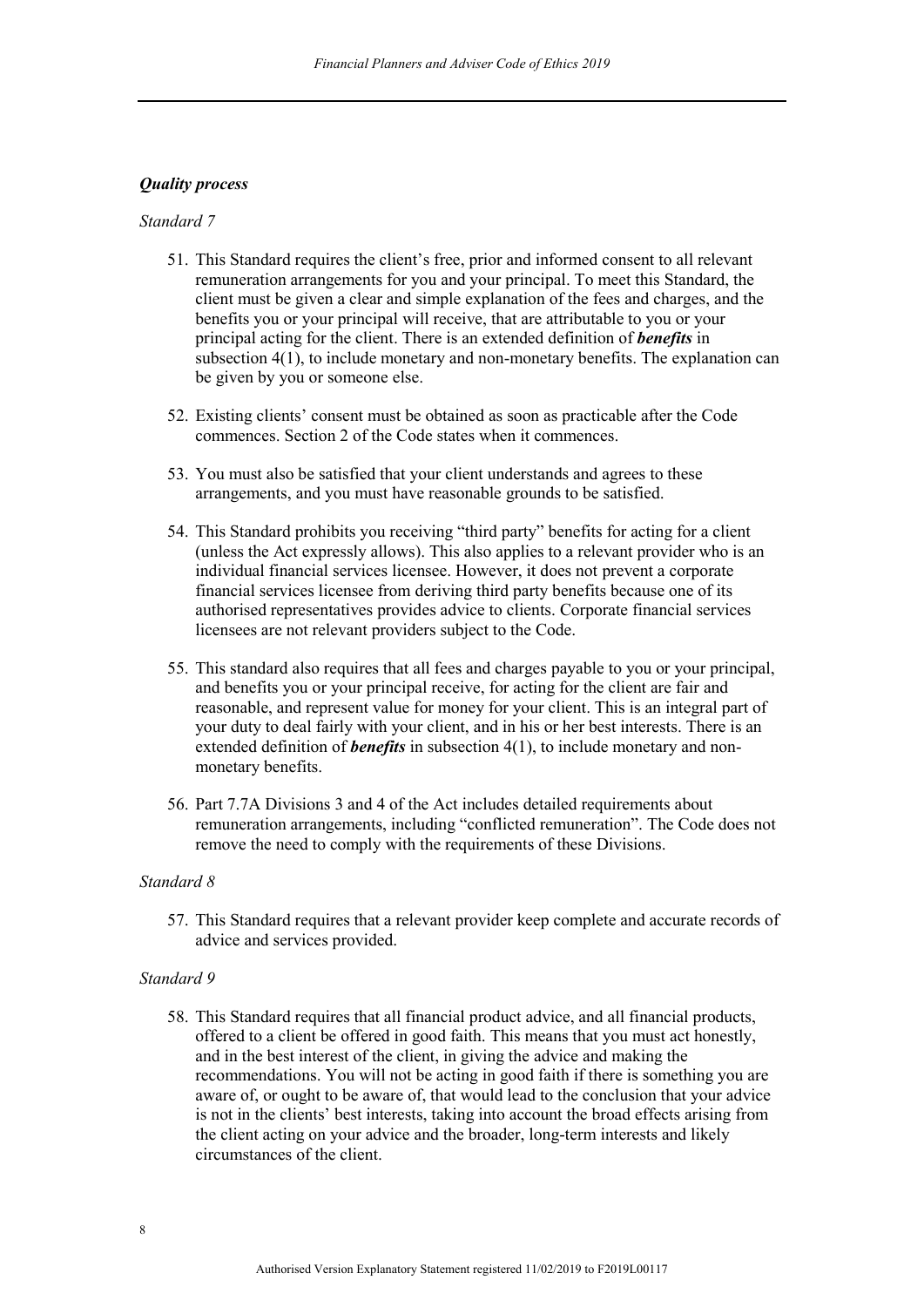### *Quality process*

*Standard 7*

51. This Standard requires the client's free, prior and informed consent to all relevant remuneration arrangements for you and your principal. To meet this Standard, the client must be given a clear and simple explanation of the fees and charges, and the benefits you or your principal will receive, that are attributable to you or your principal acting for the client. There is an extended definition of ***benefits*** in subsection 4(1), to include monetary and non-monetary benefits. The explanation can be given by you or someone else.

52. Existing clients' consent must be obtained as soon as practicable after the Code commences. Section 2 of the Code states when it commences.

53. You must also be satisfied that your client understands and agrees to these arrangements, and you must have reasonable grounds to be satisfied.

54. This Standard prohibits you receiving "third party" benefits for acting for a client (unless the Act expressly allows). This also applies to a relevant provider who is an individual financial services licensee. However, it does not prevent a corporate financial services licensee from deriving third party benefits because one of its authorised representatives provides advice to clients. Corporate financial services licensees are not relevant providers subject to the Code.

55. This standard also requires that all fees and charges payable to you or your principal, and benefits you or your principal receive, for acting for the client are fair and reasonable, and represent value for money for your client. This is an integral part of your duty to deal fairly with your client, and in his or her best interests. There is an extended definition of ***benefits*** in subsection 4(1), to include monetary and non-monetary benefits.

56. Part 7.7A Divisions 3 and 4 of the Act includes detailed requirements about remuneration arrangements, including "conflicted remuneration". The Code does not remove the need to comply with the requirements of these Divisions.

*Standard 8*

57. This Standard requires that a relevant provider keep complete and accurate records of advice and services provided.

*Standard 9*

58. This Standard requires that all financial product advice, and all financial products, offered to a client be offered in good faith. This means that you must act honestly, and in the best interest of the client, in giving the advice and making the recommendations. You will not be acting in good faith if there is something you are aware of, or ought to be aware of, that would lead to the conclusion that your advice is not in the clients' best interests, taking into account the broad effects arising from the client acting on your advice and the broader, long-term interests and likely circumstances of the client.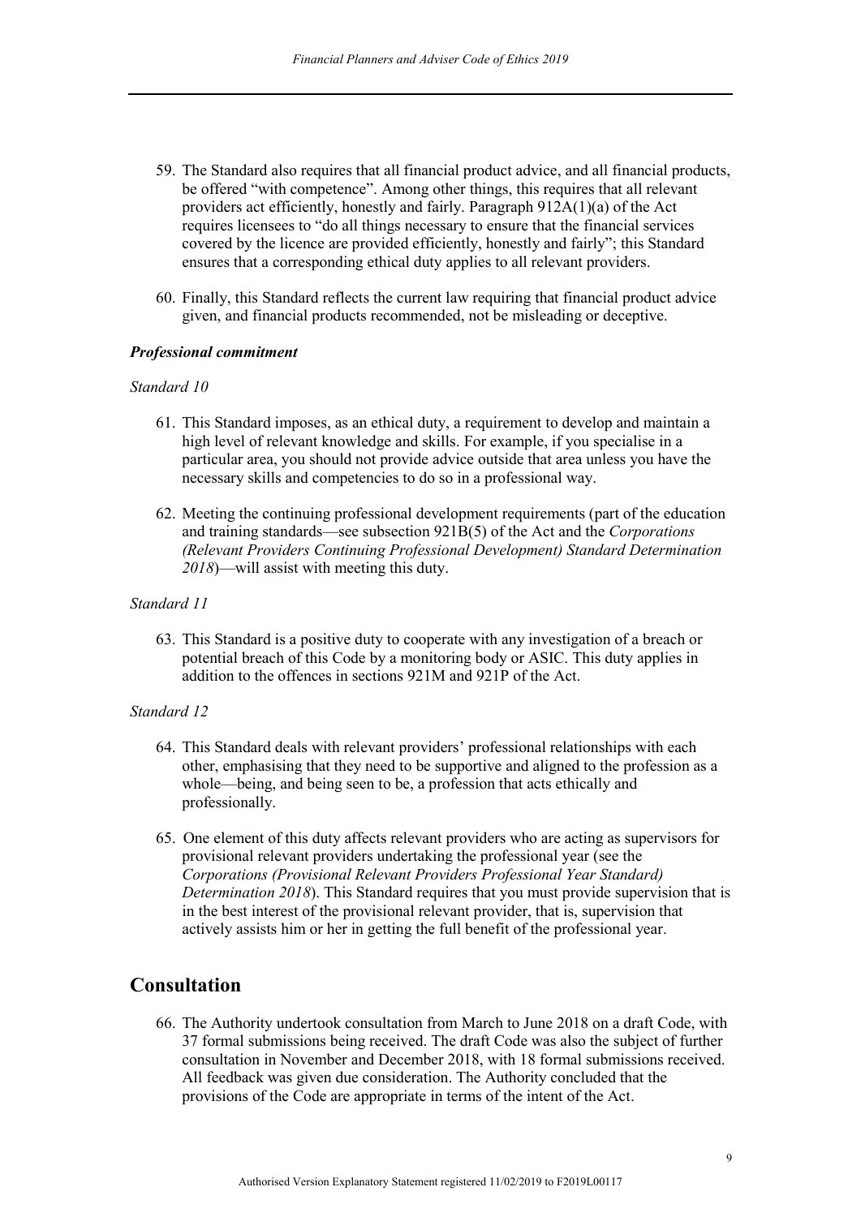59. The Standard also requires that all financial product advice, and all financial products, be offered "with competence". Among other things, this requires that all relevant providers act efficiently, honestly and fairly. Paragraph 912A(1)(a) of the Act requires licensees to "do all things necessary to ensure that the financial services covered by the licence are provided efficiently, honestly and fairly"; this Standard ensures that a corresponding ethical duty applies to all relevant providers.

60. Finally, this Standard reflects the current law requiring that financial product advice given, and financial products recommended, not be misleading or deceptive.

***Professional commitment***

*Standard 10*

61. This Standard imposes, as an ethical duty, a requirement to develop and maintain a high level of relevant knowledge and skills. For example, if you specialise in a particular area, you should not provide advice outside that area unless you have the necessary skills and competencies to do so in a professional way.

62. Meeting the continuing professional development requirements (part of the education and training standards—see subsection 921B(5) of the Act and the *Corporations (Relevant Providers Continuing Professional Development) Standard Determination 2018*)—will assist with meeting this duty.

*Standard 11*

63. This Standard is a positive duty to cooperate with any investigation of a breach or potential breach of this Code by a monitoring body or ASIC. This duty applies in addition to the offences in sections 921M and 921P of the Act.

*Standard 12*

64. This Standard deals with relevant providers' professional relationships with each other, emphasising that they need to be supportive and aligned to the profession as a whole—being, and being seen to be, a profession that acts ethically and professionally.

65. One element of this duty affects relevant providers who are acting as supervisors for provisional relevant providers undertaking the professional year (see the *Corporations (Provisional Relevant Providers Professional Year Standard) Determination 2018*). This Standard requires that you must provide supervision that is in the best interest of the provisional relevant provider, that is, supervision that actively assists him or her in getting the full benefit of the professional year.

## Consultation

66. The Authority undertook consultation from March to June 2018 on a draft Code, with 37 formal submissions being received. The draft Code was also the subject of further consultation in November and December 2018, with 18 formal submissions received. All feedback was given due consideration. The Authority concluded that the provisions of the Code are appropriate in terms of the intent of the Act.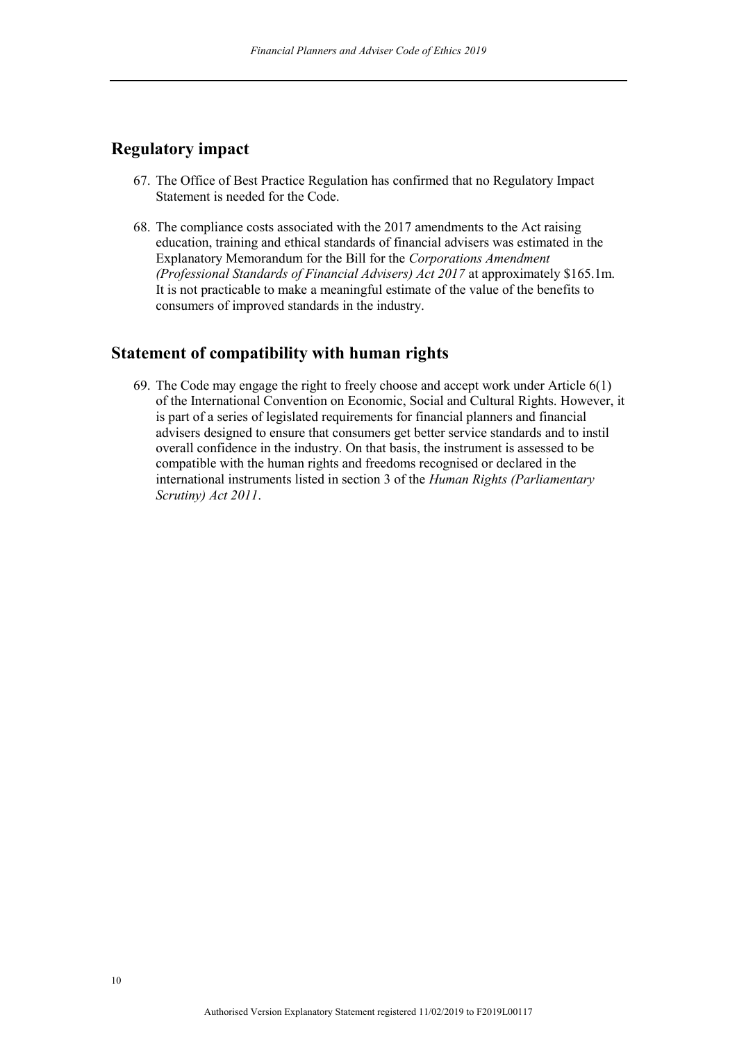## Regulatory impact

67. The Office of Best Practice Regulation has confirmed that no Regulatory Impact Statement is needed for the Code.

68. The compliance costs associated with the 2017 amendments to the Act raising education, training and ethical standards of financial advisers was estimated in the Explanatory Memorandum for the Bill for the *Corporations Amendment (Professional Standards of Financial Advisers) Act 2017* at approximately $165.1m. It is not practicable to make a meaningful estimate of the value of the benefits to consumers of improved standards in the industry.

## Statement of compatibility with human rights

69. The Code may engage the right to freely choose and accept work under Article 6(1) of the International Convention on Economic, Social and Cultural Rights. However, it is part of a series of legislated requirements for financial planners and financial advisers designed to ensure that consumers get better service standards and to instil overall confidence in the industry. On that basis, the instrument is assessed to be compatible with the human rights and freedoms recognised or declared in the international instruments listed in section 3 of the *Human Rights (Parliamentary Scrutiny) Act 2011*.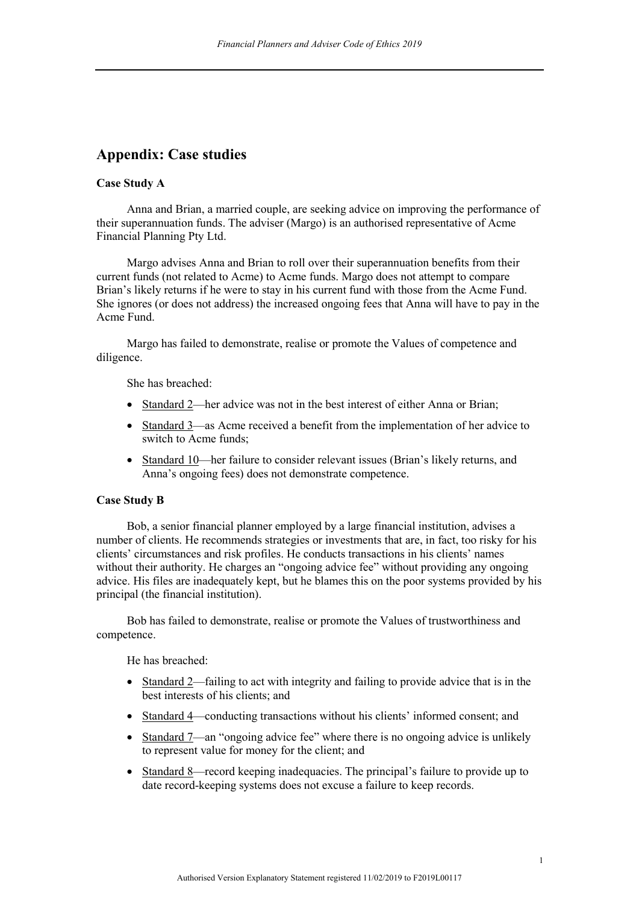## Appendix: Case studies

**Case Study A**

Anna and Brian, a married couple, are seeking advice on improving the performance of their superannuation funds. The adviser (Margo) is an authorised representative of Acme Financial Planning Pty Ltd.

Margo advises Anna and Brian to roll over their superannuation benefits from their current funds (not related to Acme) to Acme funds. Margo does not attempt to compare Brian's likely returns if he were to stay in his current fund with those from the Acme Fund. She ignores (or does not address) the increased ongoing fees that Anna will have to pay in the Acme Fund.

Margo has failed to demonstrate, realise or promote the Values of competence and diligence.

She has breached:

- Standard 2—her advice was not in the best interest of either Anna or Brian;
- Standard 3—as Acme received a benefit from the implementation of her advice to switch to Acme funds;
- Standard 10—her failure to consider relevant issues (Brian's likely returns, and Anna's ongoing fees) does not demonstrate competence.

**Case Study B**

Bob, a senior financial planner employed by a large financial institution, advises a number of clients. He recommends strategies or investments that are, in fact, too risky for his clients' circumstances and risk profiles. He conducts transactions in his clients' names without their authority. He charges an "ongoing advice fee" without providing any ongoing advice. His files are inadequately kept, but he blames this on the poor systems provided by his principal (the financial institution).

Bob has failed to demonstrate, realise or promote the Values of trustworthiness and competence.

He has breached:

- Standard 2—failing to act with integrity and failing to provide advice that is in the best interests of his clients; and
- Standard 4—conducting transactions without his clients' informed consent; and
- Standard 7—an "ongoing advice fee" where there is no ongoing advice is unlikely to represent value for money for the client; and
- Standard 8—record keeping inadequacies. The principal's failure to provide up to date record-keeping systems does not excuse a failure to keep records.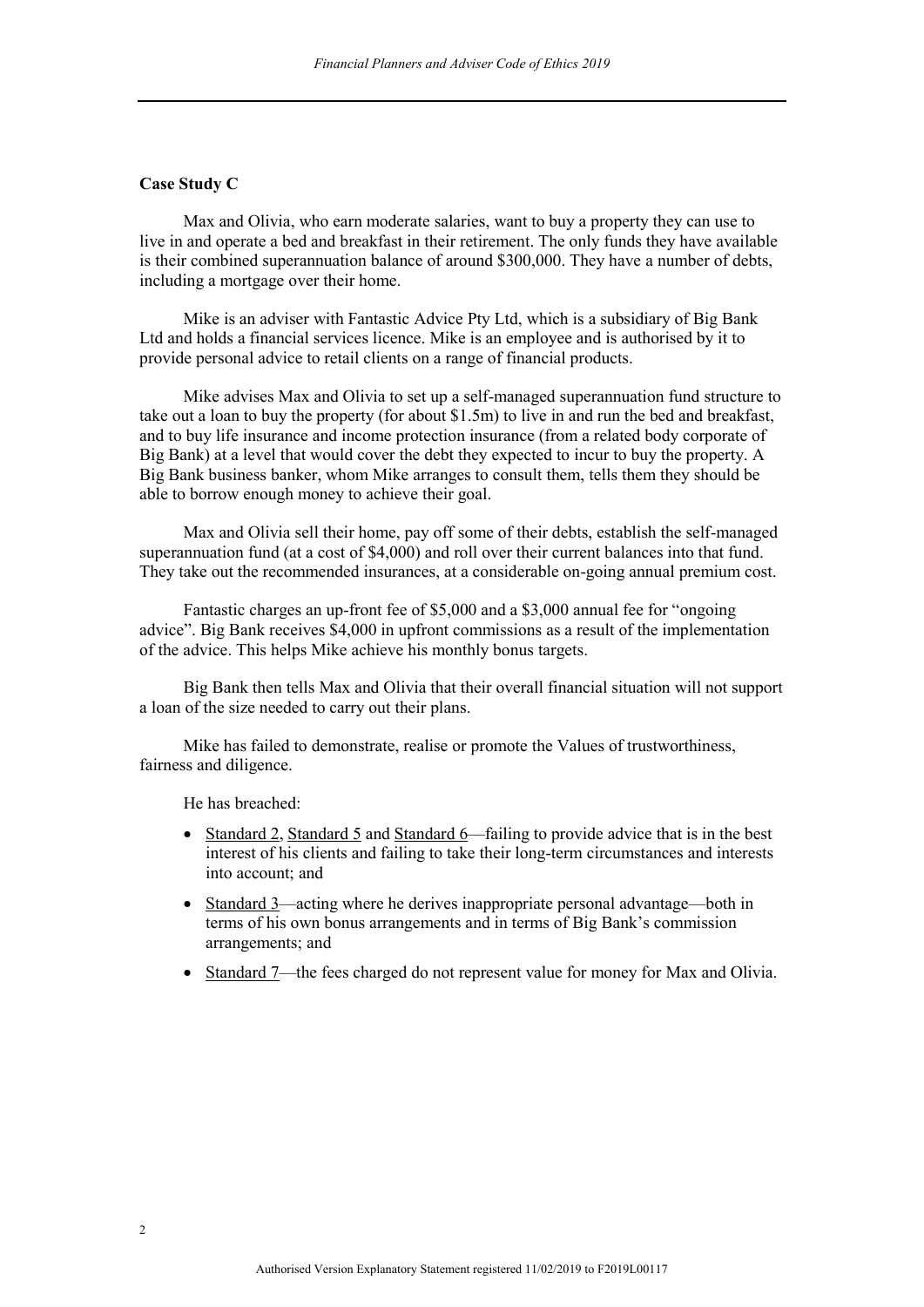**Case Study C**

Max and Olivia, who earn moderate salaries, want to buy a property they can use to live in and operate a bed and breakfast in their retirement. The only funds they have available is their combined superannuation balance of around $300,000. They have a number of debts, including a mortgage over their home.

Mike is an adviser with Fantastic Advice Pty Ltd, which is a subsidiary of Big Bank Ltd and holds a financial services licence. Mike is an employee and is authorised by it to provide personal advice to retail clients on a range of financial products.

Mike advises Max and Olivia to set up a self-managed superannuation fund structure to take out a loan to buy the property (for about $1.5m) to live in and run the bed and breakfast, and to buy life insurance and income protection insurance (from a related body corporate of Big Bank) at a level that would cover the debt they expected to incur to buy the property. A Big Bank business banker, whom Mike arranges to consult them, tells them they should be able to borrow enough money to achieve their goal.

Max and Olivia sell their home, pay off some of their debts, establish the self-managed superannuation fund (at a cost of $4,000) and roll over their current balances into that fund. They take out the recommended insurances, at a considerable on-going annual premium cost.

Fantastic charges an up-front fee of $5,000 and a $3,000 annual fee for "ongoing advice". Big Bank receives $4,000 in upfront commissions as a result of the implementation of the advice. This helps Mike achieve his monthly bonus targets.

Big Bank then tells Max and Olivia that their overall financial situation will not support a loan of the size needed to carry out their plans.

Mike has failed to demonstrate, realise or promote the Values of trustworthiness, fairness and diligence.

He has breached:

- Standard 2, Standard 5 and Standard 6—failing to provide advice that is in the best interest of his clients and failing to take their long-term circumstances and interests into account; and
- Standard 3—acting where he derives inappropriate personal advantage—both in terms of his own bonus arrangements and in terms of Big Bank's commission arrangements; and
- Standard 7—the fees charged do not represent value for money for Max and Olivia.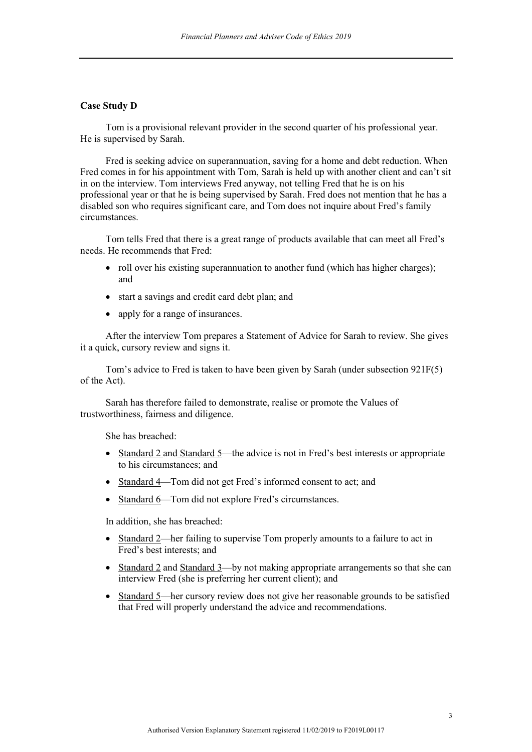**Case Study D**

Tom is a provisional relevant provider in the second quarter of his professional year. He is supervised by Sarah.

Fred is seeking advice on superannuation, saving for a home and debt reduction. When Fred comes in for his appointment with Tom, Sarah is held up with another client and can't sit in on the interview. Tom interviews Fred anyway, not telling Fred that he is on his professional year or that he is being supervised by Sarah. Fred does not mention that he has a disabled son who requires significant care, and Tom does not inquire about Fred's family circumstances.

Tom tells Fred that there is a great range of products available that can meet all Fred's needs. He recommends that Fred:

- roll over his existing superannuation to another fund (which has higher charges); and
- start a savings and credit card debt plan; and
- apply for a range of insurances.

After the interview Tom prepares a Statement of Advice for Sarah to review. She gives it a quick, cursory review and signs it.

Tom's advice to Fred is taken to have been given by Sarah (under subsection 921F(5) of the Act).

Sarah has therefore failed to demonstrate, realise or promote the Values of trustworthiness, fairness and diligence.

She has breached:

- Standard 2 and Standard 5—the advice is not in Fred's best interests or appropriate to his circumstances; and
- Standard 4—Tom did not get Fred's informed consent to act; and
- Standard 6—Tom did not explore Fred's circumstances.

In addition, she has breached:

- Standard 2—her failing to supervise Tom properly amounts to a failure to act in Fred's best interests; and
- Standard 2 and Standard 3—by not making appropriate arrangements so that she can interview Fred (she is preferring her current client); and
- Standard 5—her cursory review does not give her reasonable grounds to be satisfied that Fred will properly understand the advice and recommendations.